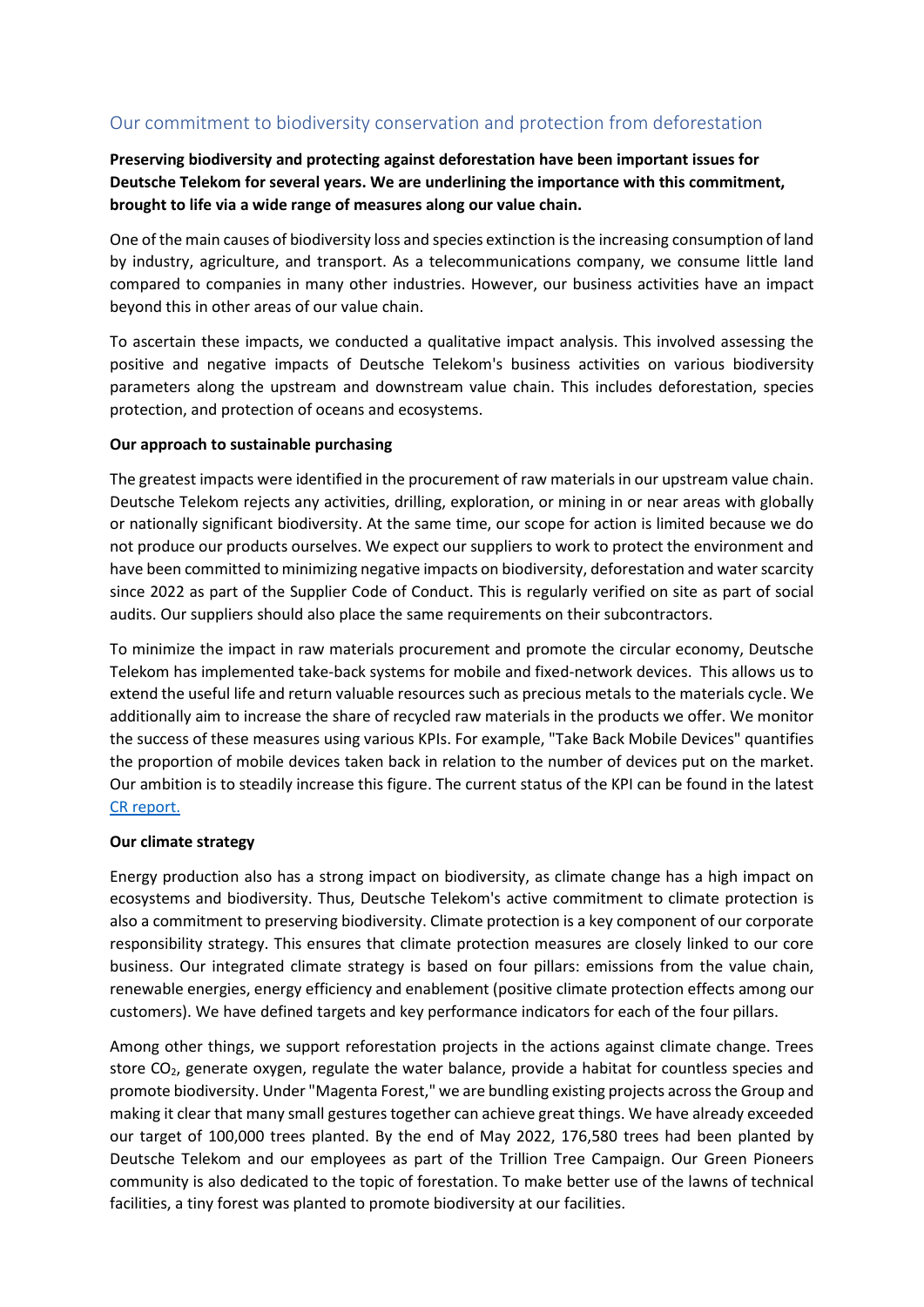## Our commitment to biodiversity conservation and protection from deforestation

**Preserving biodiversity and protecting against deforestation have been important issues for Deutsche Telekom for several years. We are underlining the importance with this commitment, brought to life via a wide range of measures along our value chain.**

One of the main causes of biodiversity loss and species extinction is the increasing consumption of land by industry, agriculture, and transport. As a telecommunications company, we consume little land compared to companies in many other industries. However, our business activities have an impact beyond this in other areas of our value chain.

To ascertain these impacts, we conducted a qualitative impact analysis. This involved assessing the positive and negative impacts of Deutsche Telekom's business activities on various biodiversity parameters along the upstream and downstream value chain. This includes deforestation, species protection, and protection of oceans and ecosystems.

**Our approach to sustainable purchasing**

The greatest impacts were identified in the procurement of raw materials in our upstream value chain. Deutsche Telekom rejects any activities, drilling, exploration, or mining in or near areas with globally or nationally significant biodiversity. At the same time, our scope for action is limited because we do not produce our products ourselves. We expect our suppliers to work to protect the environment and have been committed to minimizing negative impacts on biodiversity, deforestation and water scarcity since 2022 as part of the Supplier Code of Conduct. This is regularly verified on site as part of social audits. Our suppliers should also place the same requirements on their subcontractors.

To minimize the impact in raw materials procurement and promote the circular economy, Deutsche Telekom has implemented take-back systems for mobile and fixed-network devices. This allows us to extend the useful life and return valuable resources such as precious metals to the materials cycle. We additionally aim to increase the share of recycled raw materials in the products we offer. We monitor the success of these measures using various KPIs. For example, "Take Back Mobile Devices" quantifies the proportion of mobile devices taken back in relation to the number of devices put on the market. Our ambition is to steadily increase this figure. The current status of the KPI can be found in the latest CR report.

**Our climate strategy**

Energy production also has a strong impact on biodiversity, as climate change has a high impact on ecosystems and biodiversity. Thus, Deutsche Telekom's active commitment to climate protection is also a commitment to preserving biodiversity. Climate protection is a key component of our corporate responsibility strategy. This ensures that climate protection measures are closely linked to our core business. Our integrated climate strategy is based on four pillars: emissions from the value chain, renewable energies, energy efficiency and enablement (positive climate protection effects among our customers). We have defined targets and key performance indicators for each of the four pillars.

Among other things, we support reforestation projects in the actions against climate change. Trees store $CO_2$, generate oxygen, regulate the water balance, provide a habitat for countless species and promote biodiversity. Under "Magenta Forest," we are bundling existing projects across the Group and making it clear that many small gestures together can achieve great things. We have already exceeded our target of 100,000 trees planted. By the end of May 2022, 176,580 trees had been planted by Deutsche Telekom and our employees as part of the Trillion Tree Campaign. Our Green Pioneers community is also dedicated to the topic of forestation. To make better use of the lawns of technical facilities, a tiny forest was planted to promote biodiversity at our facilities.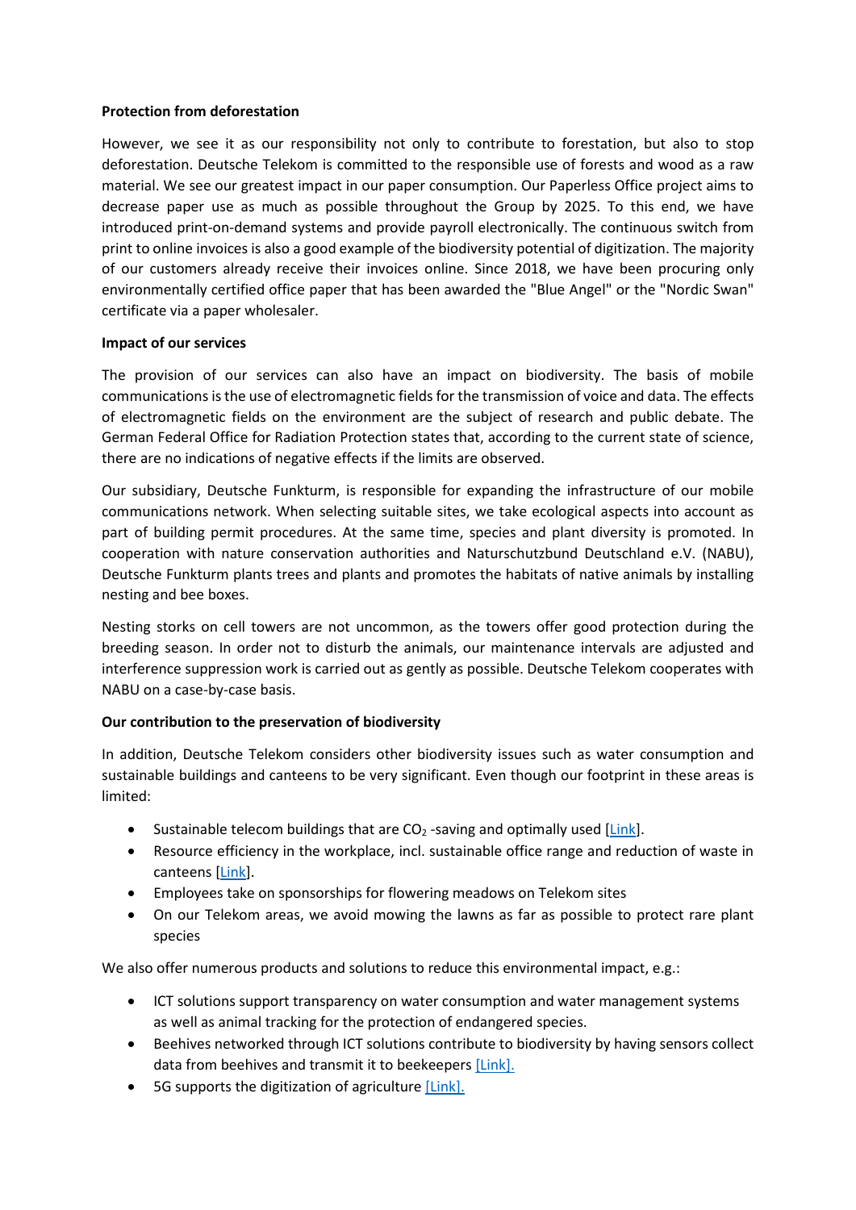**Protection from deforestation**

However, we see it as our responsibility not only to contribute to forestation, but also to stop deforestation. Deutsche Telekom is committed to the responsible use of forests and wood as a raw material. We see our greatest impact in our paper consumption. Our Paperless Office project aims to decrease paper use as much as possible throughout the Group by 2025. To this end, we have introduced print-on-demand systems and provide payroll electronically. The continuous switch from print to online invoices is also a good example of the biodiversity potential of digitization. The majority of our customers already receive their invoices online. Since 2018, we have been procuring only environmentally certified office paper that has been awarded the "Blue Angel" or the "Nordic Swan" certificate via a paper wholesaler.

**Impact of our services**

The provision of our services can also have an impact on biodiversity. The basis of mobile communications is the use of electromagnetic fields for the transmission of voice and data. The effects of electromagnetic fields on the environment are the subject of research and public debate. The German Federal Office for Radiation Protection states that, according to the current state of science, there are no indications of negative effects if the limits are observed.

Our subsidiary, Deutsche Funkturm, is responsible for expanding the infrastructure of our mobile communications network. When selecting suitable sites, we take ecological aspects into account as part of building permit procedures. At the same time, species and plant diversity is promoted. In cooperation with nature conservation authorities and Naturschutzbund Deutschland e.V. (NABU), Deutsche Funkturm plants trees and plants and promotes the habitats of native animals by installing nesting and bee boxes.

Nesting storks on cell towers are not uncommon, as the towers offer good protection during the breeding season. In order not to disturb the animals, our maintenance intervals are adjusted and interference suppression work is carried out as gently as possible. Deutsche Telekom cooperates with NABU on a case-by-case basis.

**Our contribution to the preservation of biodiversity**

In addition, Deutsche Telekom considers other biodiversity issues such as water consumption and sustainable buildings and canteens to be very significant. Even though our footprint in these areas is limited:

- Sustainable telecom buildings that are $CO_2$ -saving and optimally used [Link].
- Resource efficiency in the workplace, incl. sustainable office range and reduction of waste in canteens [Link].
- Employees take on sponsorships for flowering meadows on Telekom sites
- On our Telekom areas, we avoid mowing the lawns as far as possible to protect rare plant species

We also offer numerous products and solutions to reduce this environmental impact, e.g.:

- ICT solutions support transparency on water consumption and water management systems as well as animal tracking for the protection of endangered species.
- Beehives networked through ICT solutions contribute to biodiversity by having sensors collect data from beehives and transmit it to beekeepers [Link].
- 5G supports the digitization of agriculture [Link].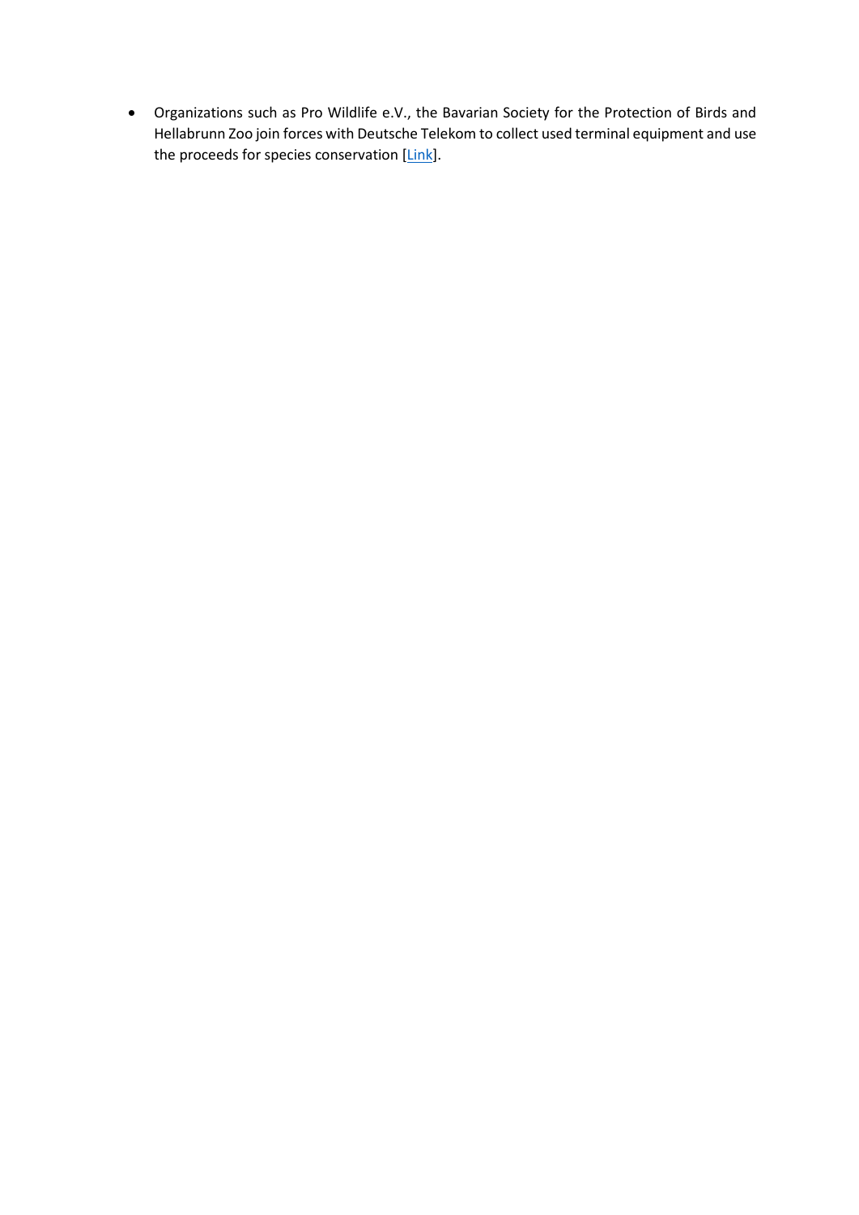- Organizations such as Pro Wildlife e.V., the Bavarian Society for the Protection of Birds and Hellabrunn Zoo join forces with Deutsche Telekom to collect used terminal equipment and use the proceeds for species conservation [Link].